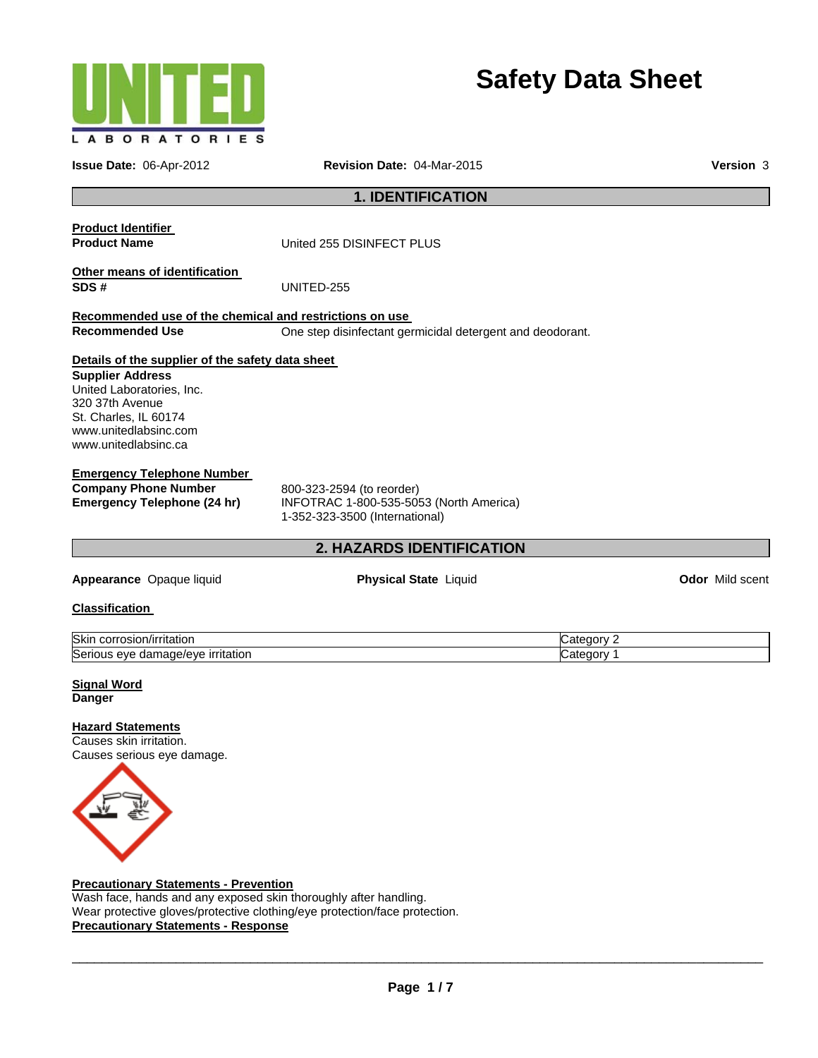UNITED LABORATORIES

# Safety Data Sheet

**Issue Date:** 06-Apr-2012 **Revision Date:** 04-Mar-2015 **Version** 3

## 1. IDENTIFICATION

**Product Identifier**

**Product Name** United 255 DISINFECT PLUS

**Other means of identification**

**SDS #** UNITED-255

**Recommended use of the chemical and restrictions on use**

**Recommended Use** One step disinfectant germicidal detergent and deodorant.

**Details of the supplier of the safety data sheet**

**Supplier Address**
United Laboratories, Inc.
320 37th Avenue
St. Charles, IL 60174
www.unitedlabsinc.com
www.unitedlabsinc.ca

**Emergency Telephone Number**

**Company Phone Number** 800-323-2594 (to reorder)

**Emergency Telephone (24 hr)** INFOTRAC 1-800-535-5053 (North America)
1-352-323-3500 (International)

## 2. HAZARDS IDENTIFICATION

**Appearance** Opaque liquid **Physical State** Liquid **Odor** Mild scent

**Classification**

| | |
|---|---|
| Skin corrosion/irritation | Category 2 |
| Serious eye damage/eye irritation | Category 1 |

**Signal Word**
**Danger**

**Hazard Statements**
Causes skin irritation.
Causes serious eye damage.

**Precautionary Statements - Prevention**
Wash face, hands and any exposed skin thoroughly after handling.
Wear protective gloves/protective clothing/eye protection/face protection.

**Precautionary Statements - Response**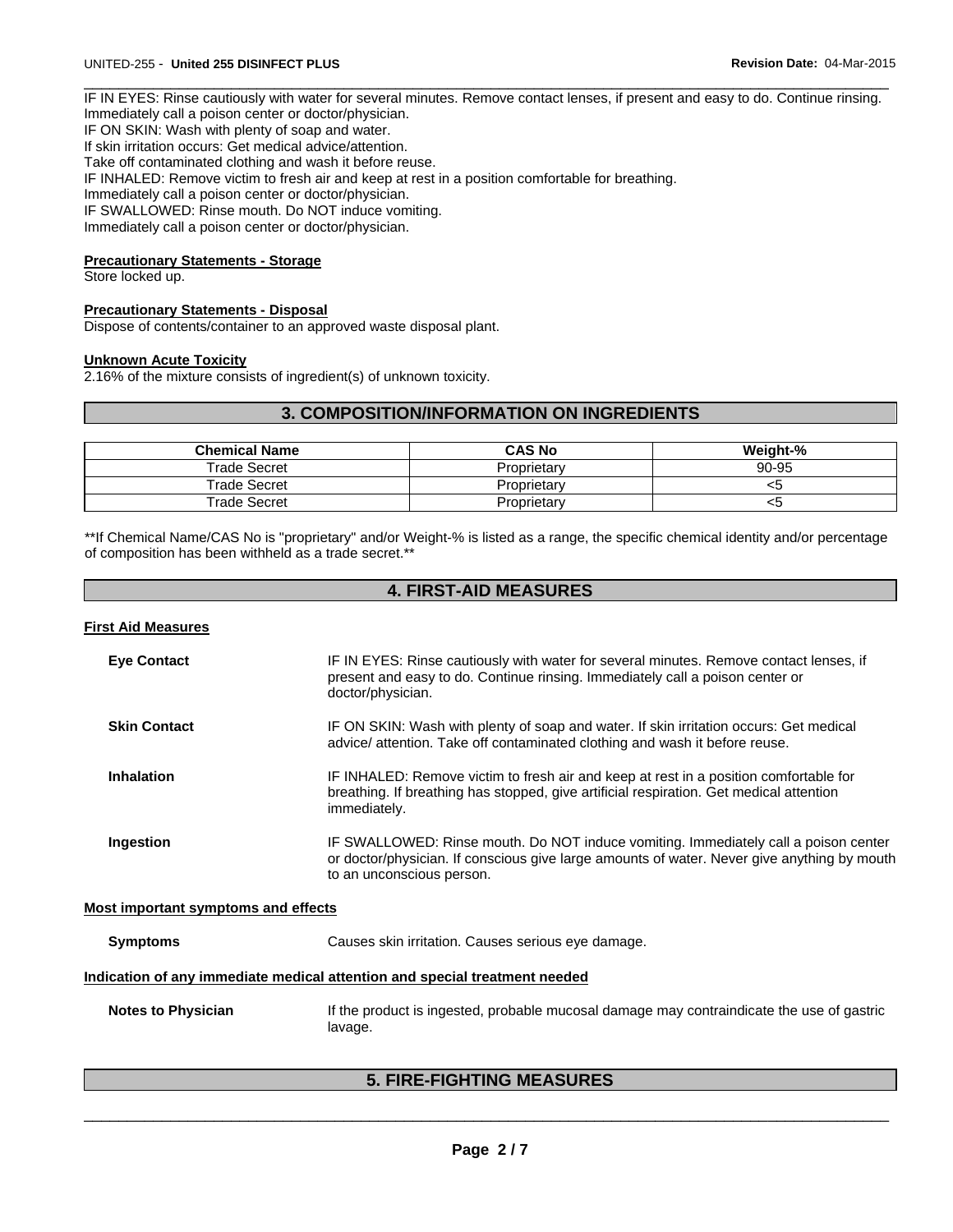IF IN EYES: Rinse cautiously with water for several minutes. Remove contact lenses, if present and easy to do. Continue rinsing.
Immediately call a poison center or doctor/physician.
IF ON SKIN: Wash with plenty of soap and water.
If skin irritation occurs: Get medical advice/attention.
Take off contaminated clothing and wash it before reuse.
IF INHALED: Remove victim to fresh air and keep at rest in a position comfortable for breathing.
Immediately call a poison center or doctor/physician.
IF SWALLOWED: Rinse mouth. Do NOT induce vomiting.
Immediately call a poison center or doctor/physician.

**Precautionary Statements - Storage**

Store locked up.

**Precautionary Statements - Disposal**

Dispose of contents/container to an approved waste disposal plant.

**Unknown Acute Toxicity**

2.16% of the mixture consists of ingredient(s) of unknown toxicity.

## 3. COMPOSITION/INFORMATION ON INGREDIENTS

| Chemical Name | CAS No | Weight-% |
|---|---|---|
| Trade Secret | Proprietary | 90-95 |
| Trade Secret | Proprietary | <5 |
| Trade Secret | Proprietary | <5 |

**If Chemical Name/CAS No is "proprietary" and/or Weight-% is listed as a range, the specific chemical identity and/or percentage of composition has been withheld as a trade secret.**

## 4. FIRST-AID MEASURES

**First Aid Measures**

**Eye Contact**
IF IN EYES: Rinse cautiously with water for several minutes. Remove contact lenses, if present and easy to do. Continue rinsing. Immediately call a poison center or doctor/physician.

**Skin Contact**
IF ON SKIN: Wash with plenty of soap and water. If skin irritation occurs: Get medical advice/ attention. Take off contaminated clothing and wash it before reuse.

**Inhalation**
IF INHALED: Remove victim to fresh air and keep at rest in a position comfortable for breathing. If breathing has stopped, give artificial respiration. Get medical attention immediately.

**Ingestion**
IF SWALLOWED: Rinse mouth. Do NOT induce vomiting. Immediately call a poison center or doctor/physician. If conscious give large amounts of water. Never give anything by mouth to an unconscious person.

**Most important symptoms and effects**

**Symptoms**
Causes skin irritation. Causes serious eye damage.

**Indication of any immediate medical attention and special treatment needed**

**Notes to Physician**
If the product is ingested, probable mucosal damage may contraindicate the use of gastric lavage.

## 5. FIRE-FIGHTING MEASURES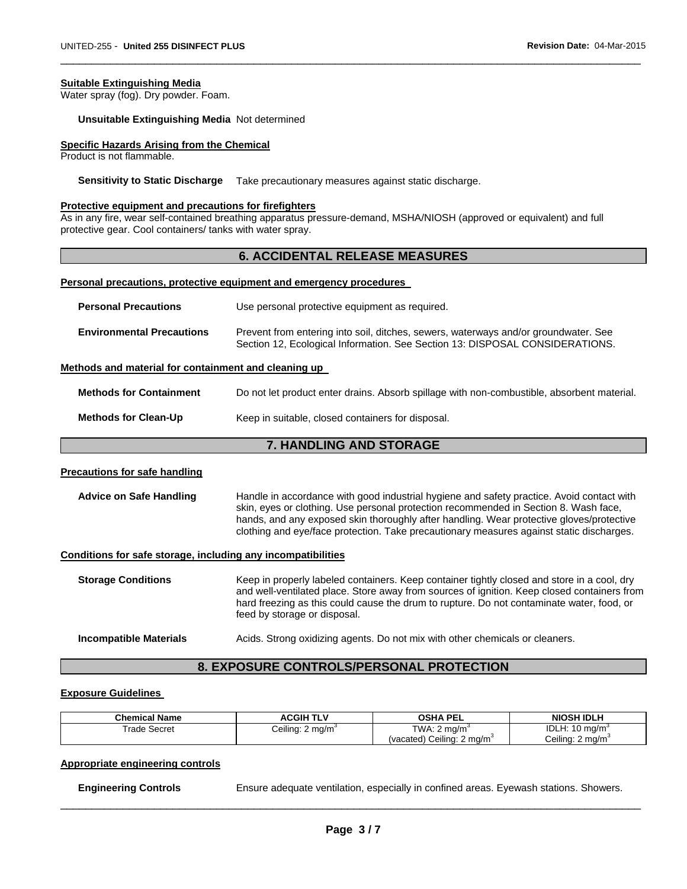**Suitable Extinguishing Media**

Water spray (fog). Dry powder. Foam.

**Unsuitable Extinguishing Media** Not determined

**Specific Hazards Arising from the Chemical**

Product is not flammable.

**Sensitivity to Static Discharge** Take precautionary measures against static discharge.

**Protective equipment and precautions for firefighters**

As in any fire, wear self-contained breathing apparatus pressure-demand, MSHA/NIOSH (approved or equivalent) and full protective gear. Cool containers/ tanks with water spray.

## 6. ACCIDENTAL RELEASE MEASURES

**Personal precautions, protective equipment and emergency procedures**

**Personal Precautions** Use personal protective equipment as required.

**Environmental Precautions** Prevent from entering into soil, ditches, sewers, waterways and/or groundwater. See Section 12, Ecological Information. See Section 13: DISPOSAL CONSIDERATIONS.

**Methods and material for containment and cleaning up**

**Methods for Containment** Do not let product enter drains. Absorb spillage with non-combustible, absorbent material.

**Methods for Clean-Up** Keep in suitable, closed containers for disposal.

## 7. HANDLING AND STORAGE

**Precautions for safe handling**

**Advice on Safe Handling** Handle in accordance with good industrial hygiene and safety practice. Avoid contact with skin, eyes or clothing. Use personal protection recommended in Section 8. Wash face, hands, and any exposed skin thoroughly after handling. Wear protective gloves/protective clothing and eye/face protection. Take precautionary measures against static discharges.

**Conditions for safe storage, including any incompatibilities**

**Storage Conditions** Keep in properly labeled containers. Keep container tightly closed and store in a cool, dry and well-ventilated place. Store away from sources of ignition. Keep closed containers from hard freezing as this could cause the drum to rupture. Do not contaminate water, food, or feed by storage or disposal.

**Incompatible Materials** Acids. Strong oxidizing agents. Do not mix with other chemicals or cleaners.

## 8. EXPOSURE CONTROLS/PERSONAL PROTECTION

**Exposure Guidelines**

| Chemical Name | ACGIH TLV | OSHA PEL | NIOSH IDLH |
|---|---|---|---|
| Trade Secret | Ceiling: 2 mg/m$^3$ | TWA: 2 mg/m$^3$<br>(vacated) Ceiling: 2 mg/m$^3$ | IDLH: 10 mg/m$^3$<br>Ceiling: 2 mg/m$^3$ |

**Appropriate engineering controls**

**Engineering Controls** Ensure adequate ventilation, especially in confined areas. Eyewash stations. Showers.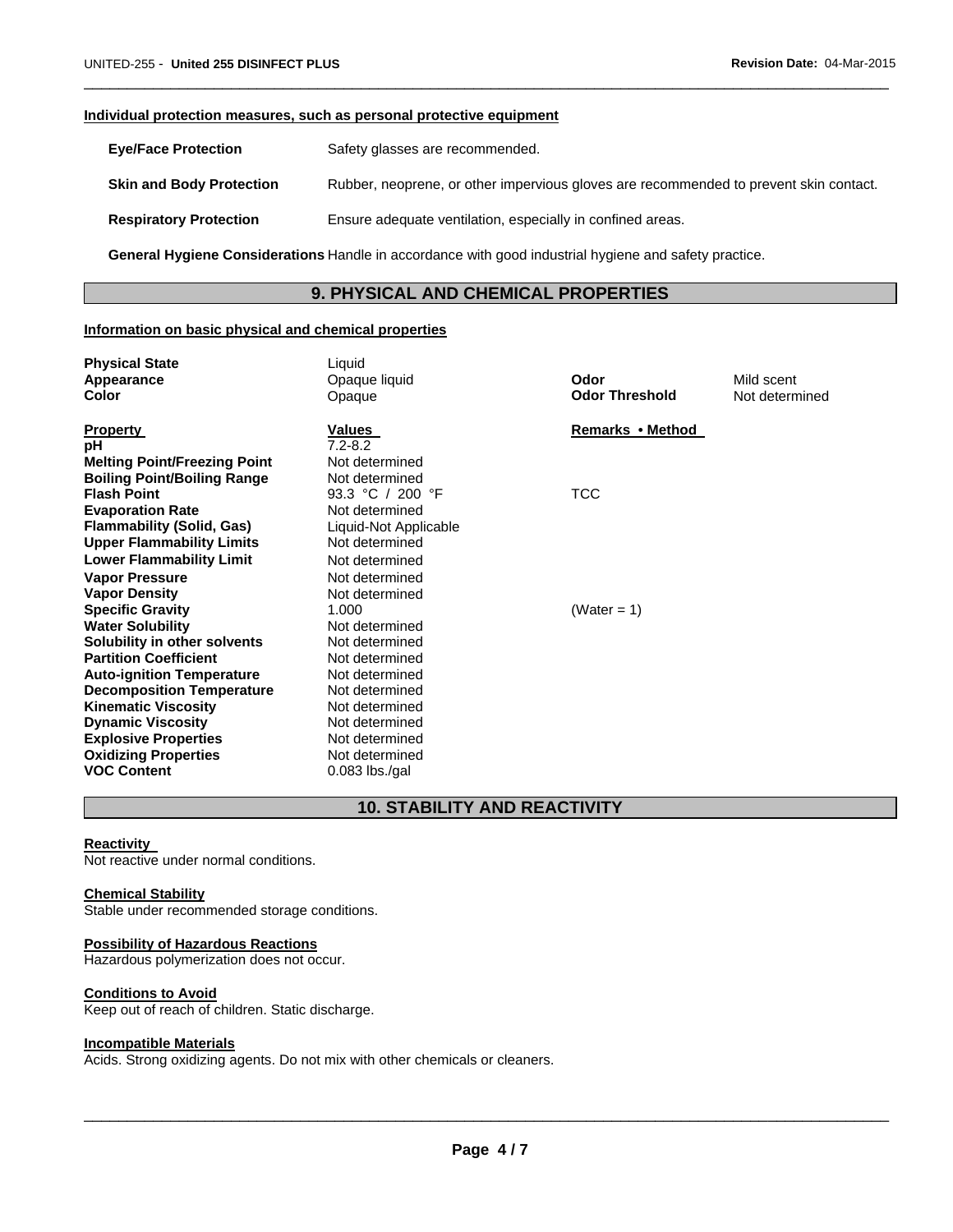#### Individual protection measures, such as personal protective equipment

| | |
|---|---|
| **Eye/Face Protection** | Safety glasses are recommended. |
| **Skin and Body Protection** | Rubber, neoprene, or other impervious gloves are recommended to prevent skin contact. |
| **Respiratory Protection** | Ensure adequate ventilation, especially in confined areas. |

**General Hygiene Considerations** Handle in accordance with good industrial hygiene and safety practice.

## 9. PHYSICAL AND CHEMICAL PROPERTIES

#### Information on basic physical and chemical properties

| | | | |
|---|---|---|---|
| **Physical State** | Liquid | | |
| **Appearance** | Opaque liquid | **Odor** | Mild scent |
| **Color** | Opaque | **Odor Threshold** | Not determined |

| Property | Values | Remarks • Method |
|---|---|---|
| **pH** | 7.2-8.2 | |
| **Melting Point/Freezing Point** | Not determined | |
| **Boiling Point/Boiling Range** | Not determined | |
| **Flash Point** | 93.3 °C / 200 °F | TCC |
| **Evaporation Rate** | Not determined | |
| **Flammability (Solid, Gas)** | Liquid-Not Applicable | |
| **Upper Flammability Limits** | Not determined | |
| **Lower Flammability Limit** | Not determined | |
| **Vapor Pressure** | Not determined | |
| **Vapor Density** | Not determined | |
| **Specific Gravity** | 1.000 | (Water = 1) |
| **Water Solubility** | Not determined | |
| **Solubility in other solvents** | Not determined | |
| **Partition Coefficient** | Not determined | |
| **Auto-ignition Temperature** | Not determined | |
| **Decomposition Temperature** | Not determined | |
| **Kinematic Viscosity** | Not determined | |
| **Dynamic Viscosity** | Not determined | |
| **Explosive Properties** | Not determined | |
| **Oxidizing Properties** | Not determined | |
| **VOC Content** | 0.083 lbs./gal | |

## 10. STABILITY AND REACTIVITY

#### Reactivity
Not reactive under normal conditions.

#### Chemical Stability
Stable under recommended storage conditions.

#### Possibility of Hazardous Reactions
Hazardous polymerization does not occur.

#### Conditions to Avoid
Keep out of reach of children. Static discharge.

#### Incompatible Materials
Acids. Strong oxidizing agents. Do not mix with other chemicals or cleaners.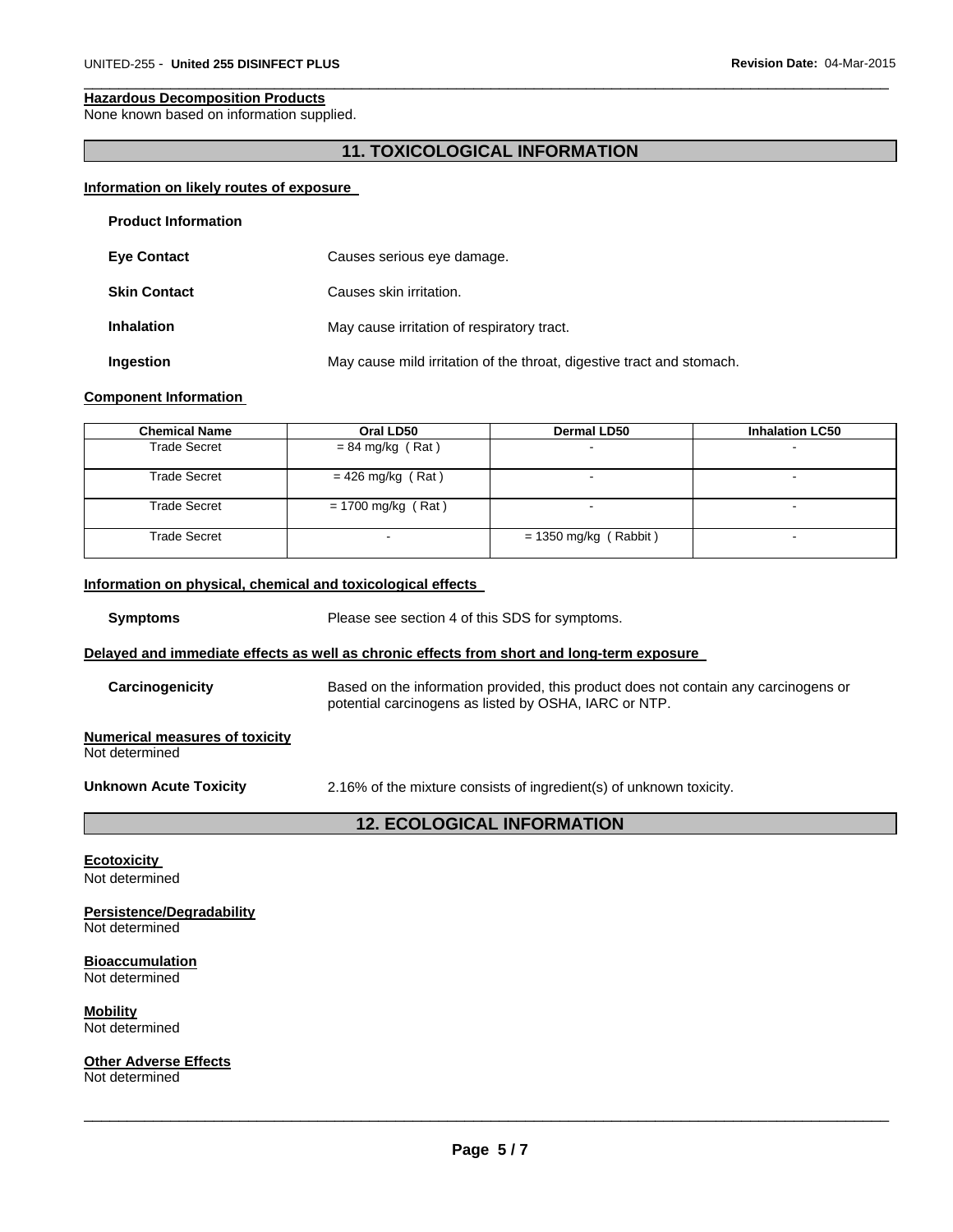**Hazardous Decomposition Products**
None known based on information supplied.

## 11. TOXICOLOGICAL INFORMATION

**Information on likely routes of exposure**

**Product Information**

**Eye Contact** Causes serious eye damage.

**Skin Contact** Causes skin irritation.

**Inhalation** May cause irritation of respiratory tract.

**Ingestion** May cause mild irritation of the throat, digestive tract and stomach.

**Component Information**

| Chemical Name | Oral LD50 | Dermal LD50 | Inhalation LC50 |
|---|---|---|---|
| Trade Secret | = 84 mg/kg ( Rat ) | - | - |
| Trade Secret | = 426 mg/kg ( Rat ) | - | - |
| Trade Secret | = 1700 mg/kg ( Rat ) | - | - |
| Trade Secret | - | = 1350 mg/kg ( Rabbit ) | - |

**Information on physical, chemical and toxicological effects**

**Symptoms** Please see section 4 of this SDS for symptoms.

**Delayed and immediate effects as well as chronic effects from short and long-term exposure**

**Carcinogenicity** Based on the information provided, this product does not contain any carcinogens or potential carcinogens as listed by OSHA, IARC or NTP.

**Numerical measures of toxicity**
Not determined

**Unknown Acute Toxicity** 2.16% of the mixture consists of ingredient(s) of unknown toxicity.

## 12. ECOLOGICAL INFORMATION

**Ecotoxicity**
Not determined

**Persistence/Degradability**
Not determined

**Bioaccumulation**
Not determined

**Mobility**
Not determined

**Other Adverse Effects**
Not determined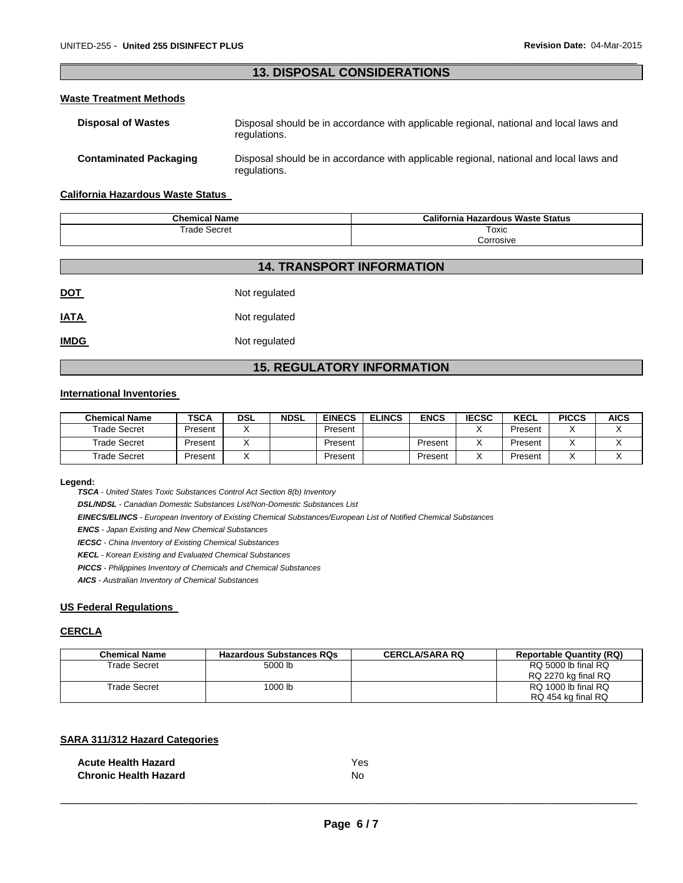## 13. DISPOSAL CONSIDERATIONS

### Waste Treatment Methods

**Disposal of Wastes** Disposal should be in accordance with applicable regional, national and local laws and regulations.

**Contaminated Packaging** Disposal should be in accordance with applicable regional, national and local laws and regulations.

### California Hazardous Waste Status

| Chemical Name | California Hazardous Waste Status |
|---|---|
| Trade Secret | Toxic<br>Corrosive |

## 14. TRANSPORT INFORMATION

**DOT** Not regulated

**IATA** Not regulated

**IMDG** Not regulated

## 15. REGULATORY INFORMATION

### International Inventories

| Chemical Name | TSCA | DSL | NDSL | EINECS | ELINCS | ENCS | IECSC | KECL | PICCS | AICS |
|---|---|---|---|---|---|---|---|---|---|---|
| Trade Secret | Present | X | | Present | | | X | Present | X | X |
| Trade Secret | Present | X | | Present | | Present | X | Present | X | X |
| Trade Secret | Present | X | | Present | | Present | X | Present | X | X |

**Legend:**

***TSCA*** *- United States Toxic Substances Control Act Section 8(b) Inventory*

***DSL/NDSL*** *- Canadian Domestic Substances List/Non-Domestic Substances List*

***EINECS/ELINCS*** *- European Inventory of Existing Chemical Substances/European List of Notified Chemical Substances*

***ENCS*** *- Japan Existing and New Chemical Substances*

***IECSC*** *- China Inventory of Existing Chemical Substances*

***KECL*** *- Korean Existing and Evaluated Chemical Substances*

***PICCS*** *- Philippines Inventory of Chemicals and Chemical Substances*

***AICS*** *- Australian Inventory of Chemical Substances*

### US Federal Regulations

### CERCLA

| Chemical Name | Hazardous Substances RQs | CERCLA/SARA RQ | Reportable Quantity (RQ) |
|---|---|---|---|
| Trade Secret | 5000 lb | | RQ 5000 lb final RQ<br>RQ 2270 kg final RQ |
| Trade Secret | 1000 lb | | RQ 1000 lb final RQ<br>RQ 454 kg final RQ |

### SARA 311/312 Hazard Categories

**Acute Health Hazard** Yes
**Chronic Health Hazard** No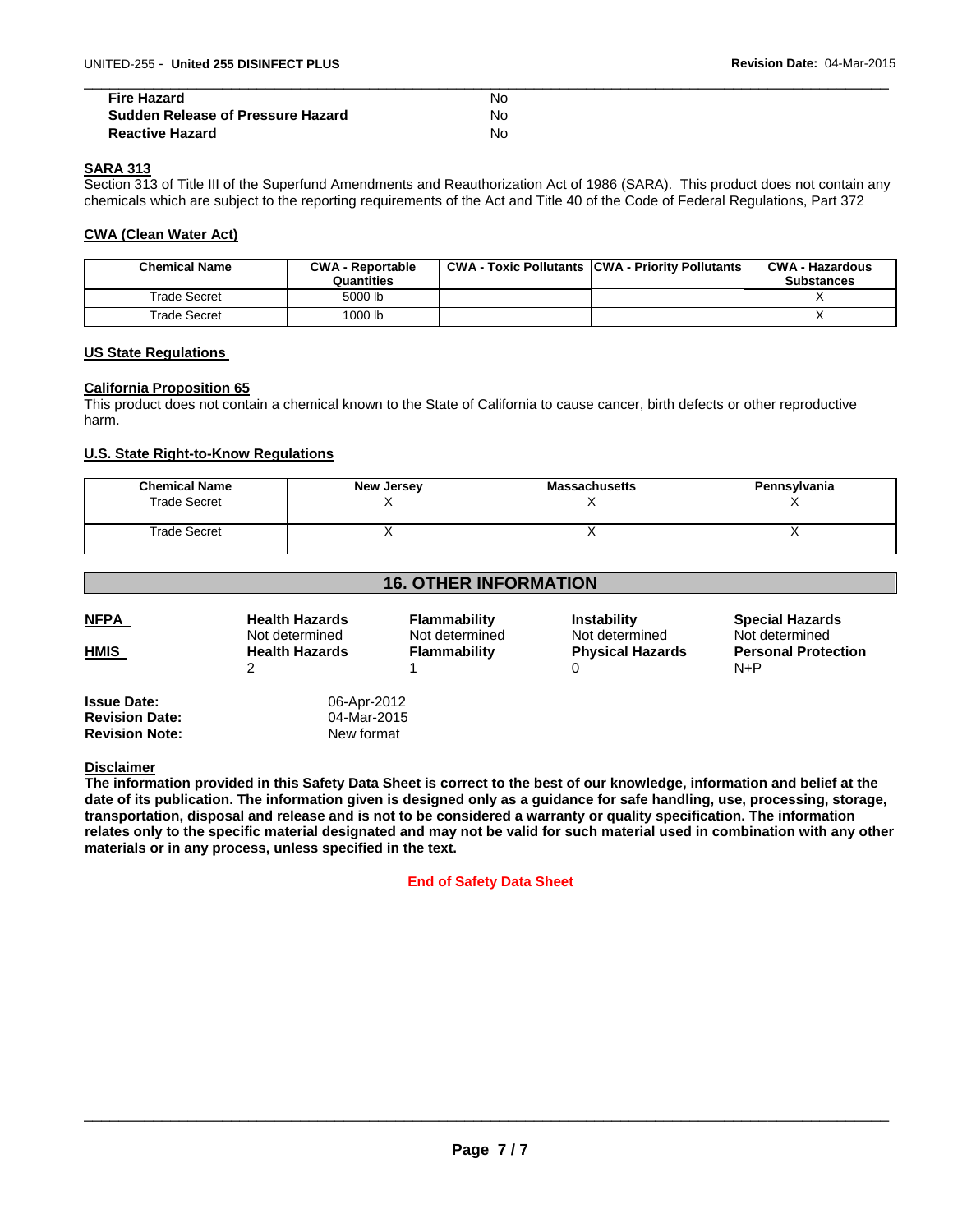| | |
|---|---|
| **Fire Hazard** | No |
| **Sudden Release of Pressure Hazard** | No |
| **Reactive Hazard** | No |

**SARA 313**

Section 313 of Title III of the Superfund Amendments and Reauthorization Act of 1986 (SARA). This product does not contain any chemicals which are subject to the reporting requirements of the Act and Title 40 of the Code of Federal Regulations, Part 372

**CWA (Clean Water Act)**

| Chemical Name | CWA - Reportable Quantities | CWA - Toxic Pollutants | CWA - Priority Pollutants | CWA - Hazardous Substances |
|---|---|---|---|---|
| Trade Secret | 5000 lb | | | X |
| Trade Secret | 1000 lb | | | X |

**US State Regulations**

**California Proposition 65**

This product does not contain a chemical known to the State of California to cause cancer, birth defects or other reproductive harm.

**U.S. State Right-to-Know Regulations**

| Chemical Name | New Jersey | Massachusetts | Pennsylvania |
|---|---|---|---|
| Trade Secret | X | X | X |
| Trade Secret | X | X | X |

## 16. OTHER INFORMATION

| | | | | |
|---|---|---|---|---|
| **NFPA** | **Health Hazards** Not determined | **Flammability** Not determined | **Instability** Not determined | **Special Hazards** Not determined |
| **HMIS** | **Health Hazards** 2 | **Flammability** 1 | **Physical Hazards** 0 | **Personal Protection** N+P |

| | |
|---|---|
| **Issue Date:** | 06-Apr-2012 |
| **Revision Date:** | 04-Mar-2015 |
| **Revision Note:** | New format |

**Disclaimer**

**The information provided in this Safety Data Sheet is correct to the best of our knowledge, information and belief at the date of its publication. The information given is designed only as a guidance for safe handling, use, processing, storage, transportation, disposal and release and is not to be considered a warranty or quality specification. The information relates only to the specific material designated and may not be valid for such material used in combination with any other materials or in any process, unless specified in the text.**

**End of Safety Data Sheet**